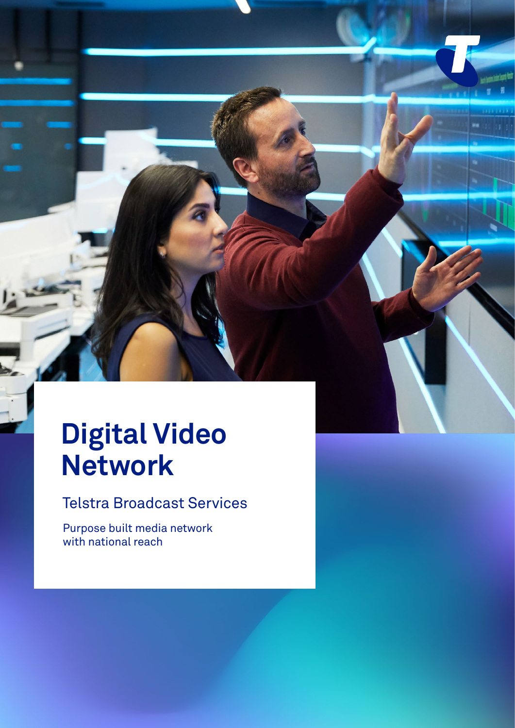# Digital Video Network

## Telstra Broadcast Services

Purpose built media network with national reach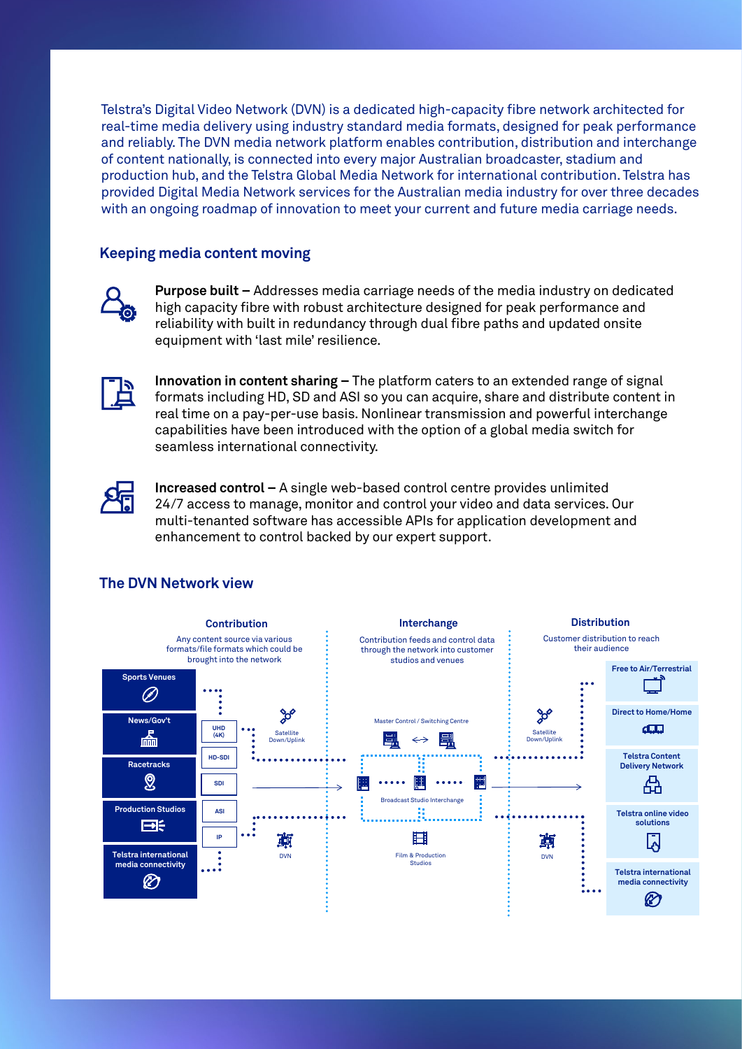Telstra's Digital Video Network (DVN) is a dedicated high-capacity fibre network architected for real-time media delivery using industry standard media formats, designed for peak performance and reliably. The DVN media network platform enables contribution, distribution and interchange of content nationally, is connected into every major Australian broadcaster, stadium and production hub, and the Telstra Global Media Network for international contribution. Telstra has provided Digital Media Network services for the Australian media industry for over three decades with an ongoing roadmap of innovation to meet your current and future media carriage needs.

## Keeping media content moving

**Purpose built –** Addresses media carriage needs of the media industry on dedicated high capacity fibre with robust architecture designed for peak performance and reliability with built in redundancy through dual fibre paths and updated onsite equipment with 'last mile' resilience.

**Innovation in content sharing –** The platform caters to an extended range of signal formats including HD, SD and ASI so you can acquire, share and distribute content in real time on a pay-per-use basis. Nonlinear transmission and powerful interchange capabilities have been introduced with the option of a global media switch for seamless international connectivity.

**Increased control –** A single web-based control centre provides unlimited 24/7 access to manage, monitor and control your video and data services. Our multi-tenanted software has accessible APIs for application development and enhancement to control backed by our expert support.

## The DVN Network view

**Contribution**

Any content source via various formats/file formats which could be brought into the network

- Sports Venues
- News/Gov't
- Racetracks
- Production Studios
- Telstra international media connectivity

Formats: UHD (4K), HD-SDI, SDI, ASI, IP

Satellite Down/Uplink

DVN

**Interchange**

Contribution feeds and control data through the network into customer studios and venues

Master Control / Switching Centre

Broadcast Studio Interchange

Film & Production Studios

**Distribution**

Customer distribution to reach their audience

Satellite Down/Uplink

DVN

- Free to Air/Terrestrial
- Direct to Home/Home
- Telstra Content Delivery Network
- Telstra online video solutions
- Telstra international media connectivity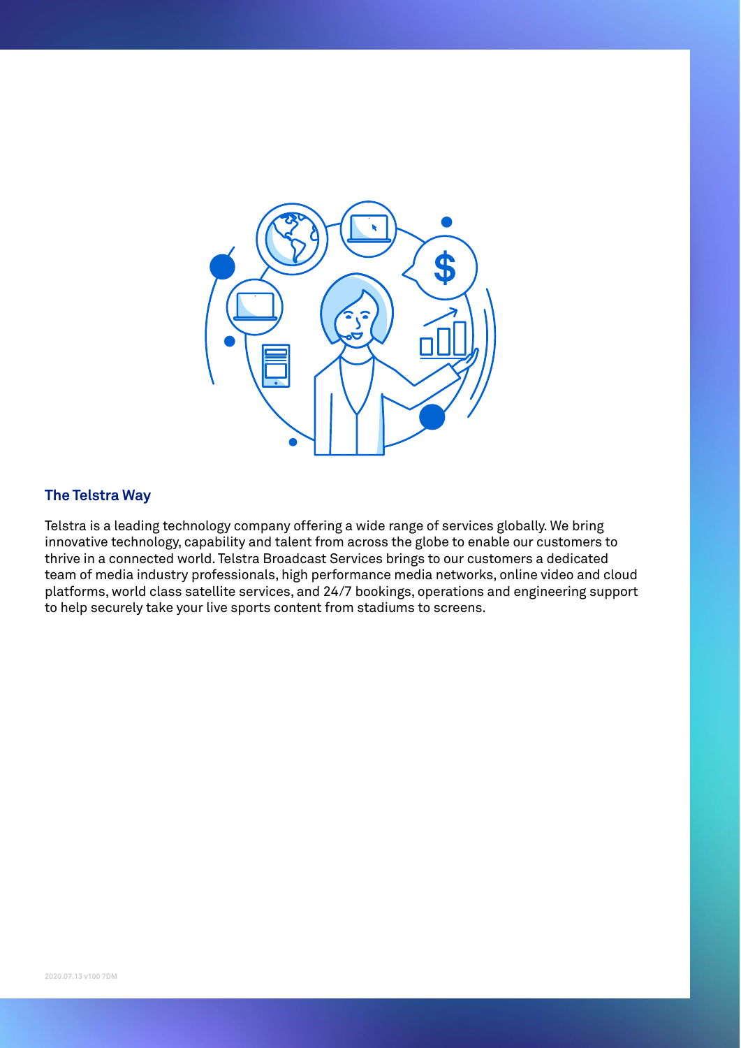## The Telstra Way

Telstra is a leading technology company offering a wide range of services globally. We bring innovative technology, capability and talent from across the globe to enable our customers to thrive in a connected world. Telstra Broadcast Services brings to our customers a dedicated team of media industry professionals, high performance media networks, online video and cloud platforms, world class satellite services, and 24/7 bookings, operations and engineering support to help securely take your live sports content from stadiums to screens.

2020.07.13 v100 7DM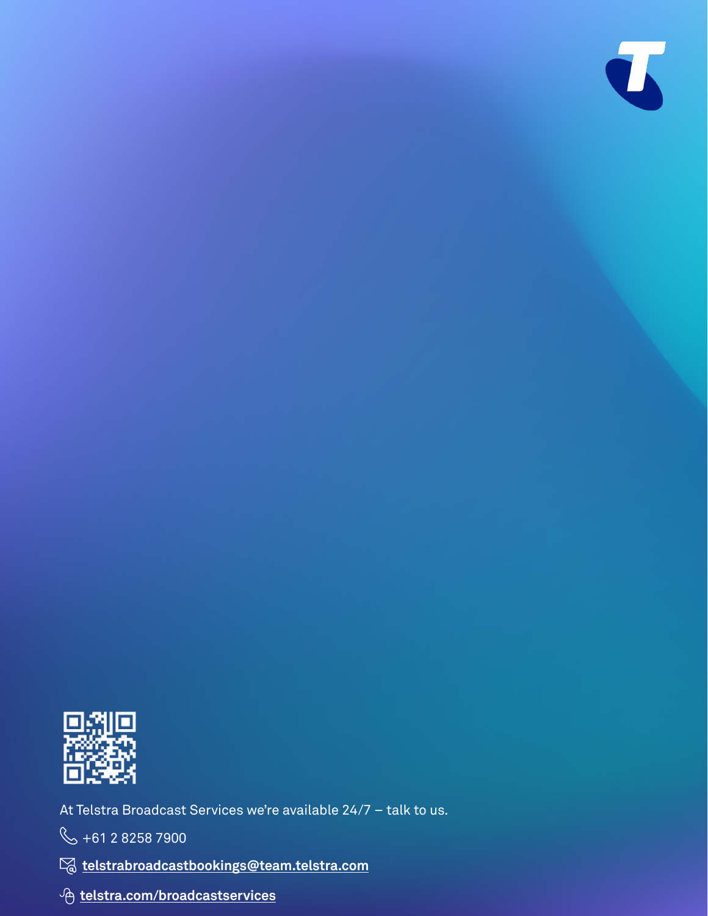At Telstra Broadcast Services we're available 24/7 – talk to us.

+61 2 8258 7900

**telstrabroadcastbookings@team.telstra.com**

**telstra.com/broadcastservices**